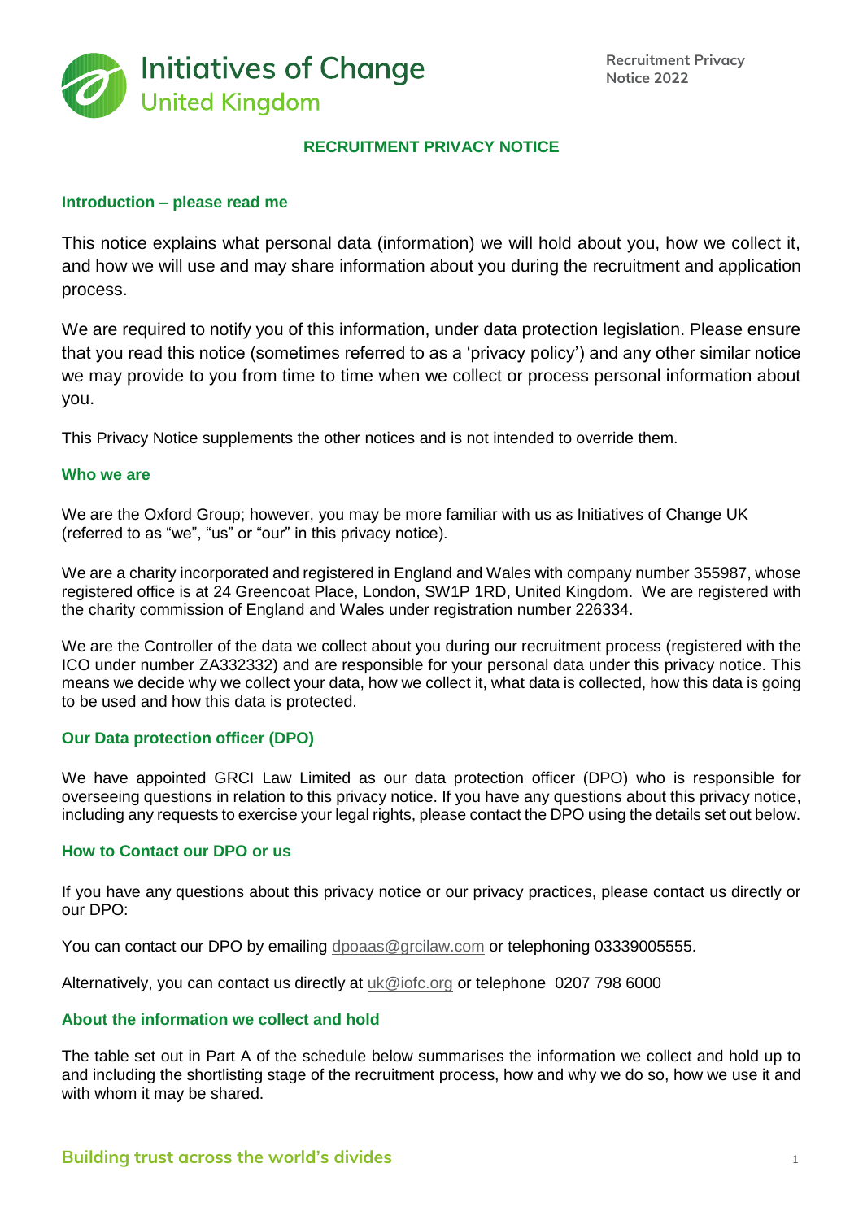# RECRUITMENT PRIVACY NOTICE

## Introduction – please read me

This notice explains what personal data (information) we will hold about you, how we collect it, and how we will use and may share information about you during the recruitment and application process.

We are required to notify you of this information, under data protection legislation. Please ensure that you read this notice (sometimes referred to as a 'privacy policy') and any other similar notice we may provide to you from time to time when we collect or process personal information about you.

This Privacy Notice supplements the other notices and is not intended to override them.

## Who we are

We are the Oxford Group; however, you may be more familiar with us as Initiatives of Change UK (referred to as "we", "us" or "our" in this privacy notice).

We are a charity incorporated and registered in England and Wales with company number 355987, whose registered office is at 24 Greencoat Place, London, SW1P 1RD, United Kingdom. We are registered with the charity commission of England and Wales under registration number 226334.

We are the Controller of the data we collect about you during our recruitment process (registered with the ICO under number ZA332332) and are responsible for your personal data under this privacy notice. This means we decide why we collect your data, how we collect it, what data is collected, how this data is going to be used and how this data is protected.

## Our Data protection officer (DPO)

We have appointed GRCI Law Limited as our data protection officer (DPO) who is responsible for overseeing questions in relation to this privacy notice. If you have any questions about this privacy notice, including any requests to exercise your legal rights, please contact the DPO using the details set out below.

## How to Contact our DPO or us

If you have any questions about this privacy notice or our privacy practices, please contact us directly or our DPO:

You can contact our DPO by emailing dpoaas@grcilaw.com or telephoning 03339005555.

Alternatively, you can contact us directly at uk@iofc.org or telephone 0207 798 6000

## About the information we collect and hold

The table set out in Part A of the schedule below summarises the information we collect and hold up to and including the shortlisting stage of the recruitment process, how and why we do so, how we use it and with whom it may be shared.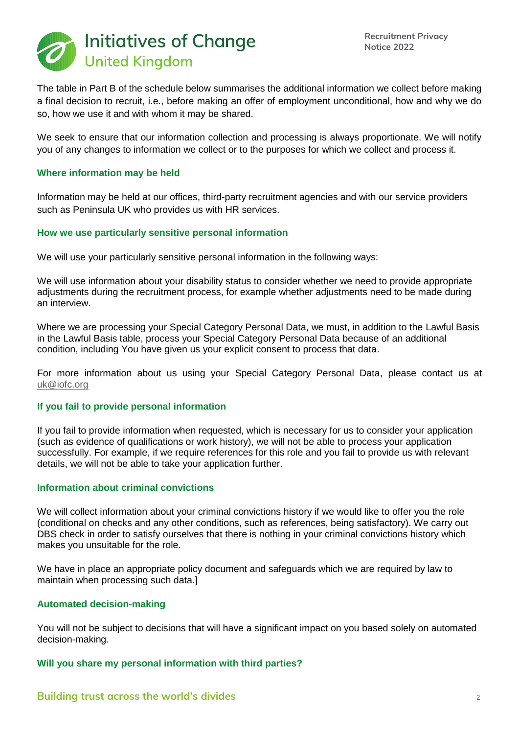The table in Part B of the schedule below summarises the additional information we collect before making a final decision to recruit, i.e., before making an offer of employment unconditional, how and why we do so, how we use it and with whom it may be shared.

We seek to ensure that our information collection and processing is always proportionate. We will notify you of any changes to information we collect or to the purposes for which we collect and process it.

### Where information may be held

Information may be held at our offices, third-party recruitment agencies and with our service providers such as Peninsula UK who provides us with HR services.

### How we use particularly sensitive personal information

We will use your particularly sensitive personal information in the following ways:

We will use information about your disability status to consider whether we need to provide appropriate adjustments during the recruitment process, for example whether adjustments need to be made during an interview.

Where we are processing your Special Category Personal Data, we must, in addition to the Lawful Basis in the Lawful Basis table, process your Special Category Personal Data because of an additional condition, including You have given us your explicit consent to process that data.

For more information about us using your Special Category Personal Data, please contact us at uk@iofc.org

### If you fail to provide personal information

If you fail to provide information when requested, which is necessary for us to consider your application (such as evidence of qualifications or work history), we will not be able to process your application successfully. For example, if we require references for this role and you fail to provide us with relevant details, we will not be able to take your application further.

### Information about criminal convictions

We will collect information about your criminal convictions history if we would like to offer you the role (conditional on checks and any other conditions, such as references, being satisfactory). We carry out DBS check in order to satisfy ourselves that there is nothing in your criminal convictions history which makes you unsuitable for the role.

We have in place an appropriate policy document and safeguards which we are required by law to maintain when processing such data.]

### Automated decision-making

You will not be subject to decisions that will have a significant impact on you based solely on automated decision-making.

### Will you share my personal information with third parties?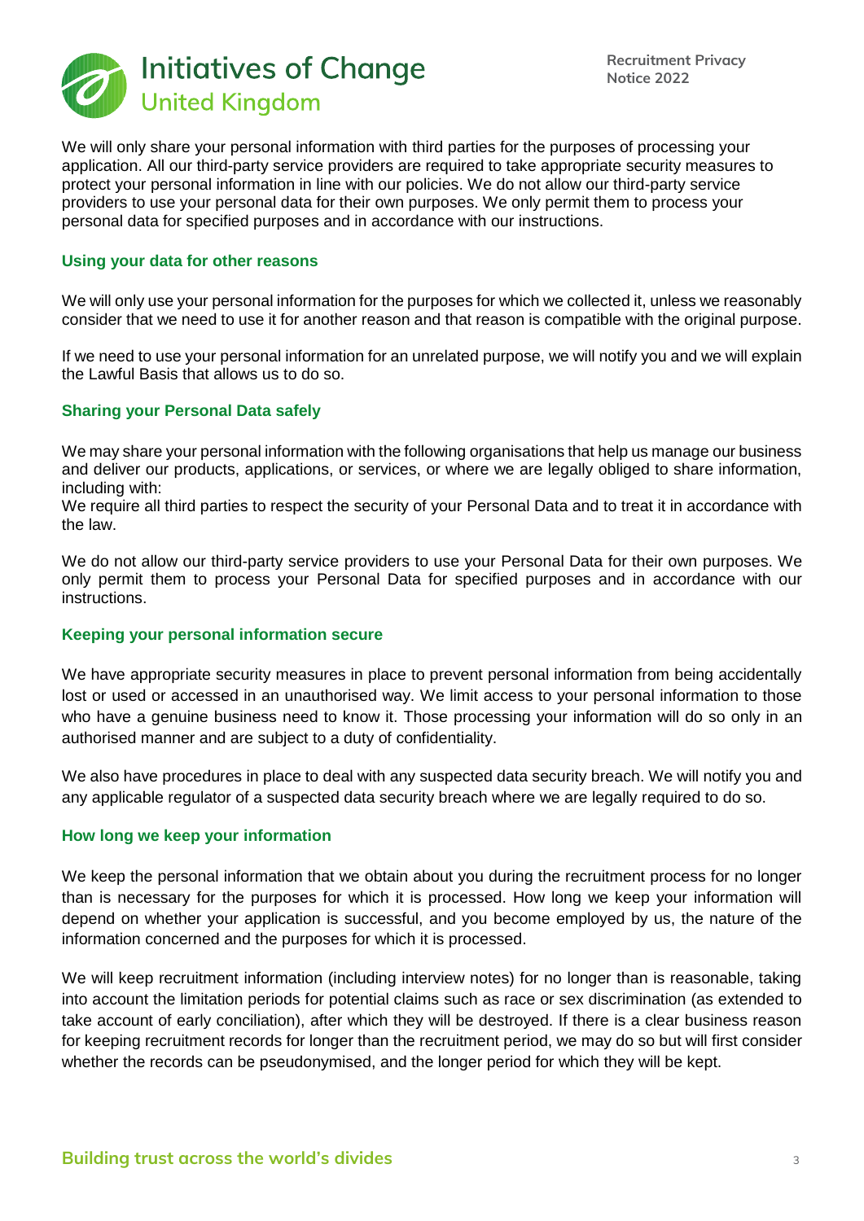We will only share your personal information with third parties for the purposes of processing your application. All our third-party service providers are required to take appropriate security measures to protect your personal information in line with our policies. We do not allow our third-party service providers to use your personal data for their own purposes. We only permit them to process your personal data for specified purposes and in accordance with our instructions.

### Using your data for other reasons

We will only use your personal information for the purposes for which we collected it, unless we reasonably consider that we need to use it for another reason and that reason is compatible with the original purpose.

If we need to use your personal information for an unrelated purpose, we will notify you and we will explain the Lawful Basis that allows us to do so.

### Sharing your Personal Data safely

We may share your personal information with the following organisations that help us manage our business and deliver our products, applications, or services, or where we are legally obliged to share information, including with:
We require all third parties to respect the security of your Personal Data and to treat it in accordance with the law.

We do not allow our third-party service providers to use your Personal Data for their own purposes. We only permit them to process your Personal Data for specified purposes and in accordance with our instructions.

### Keeping your personal information secure

We have appropriate security measures in place to prevent personal information from being accidentally lost or used or accessed in an unauthorised way. We limit access to your personal information to those who have a genuine business need to know it. Those processing your information will do so only in an authorised manner and are subject to a duty of confidentiality.

We also have procedures in place to deal with any suspected data security breach. We will notify you and any applicable regulator of a suspected data security breach where we are legally required to do so.

### How long we keep your information

We keep the personal information that we obtain about you during the recruitment process for no longer than is necessary for the purposes for which it is processed. How long we keep your information will depend on whether your application is successful, and you become employed by us, the nature of the information concerned and the purposes for which it is processed.

We will keep recruitment information (including interview notes) for no longer than is reasonable, taking into account the limitation periods for potential claims such as race or sex discrimination (as extended to take account of early conciliation), after which they will be destroyed. If there is a clear business reason for keeping recruitment records for longer than the recruitment period, we may do so but will first consider whether the records can be pseudonymised, and the longer period for which they will be kept.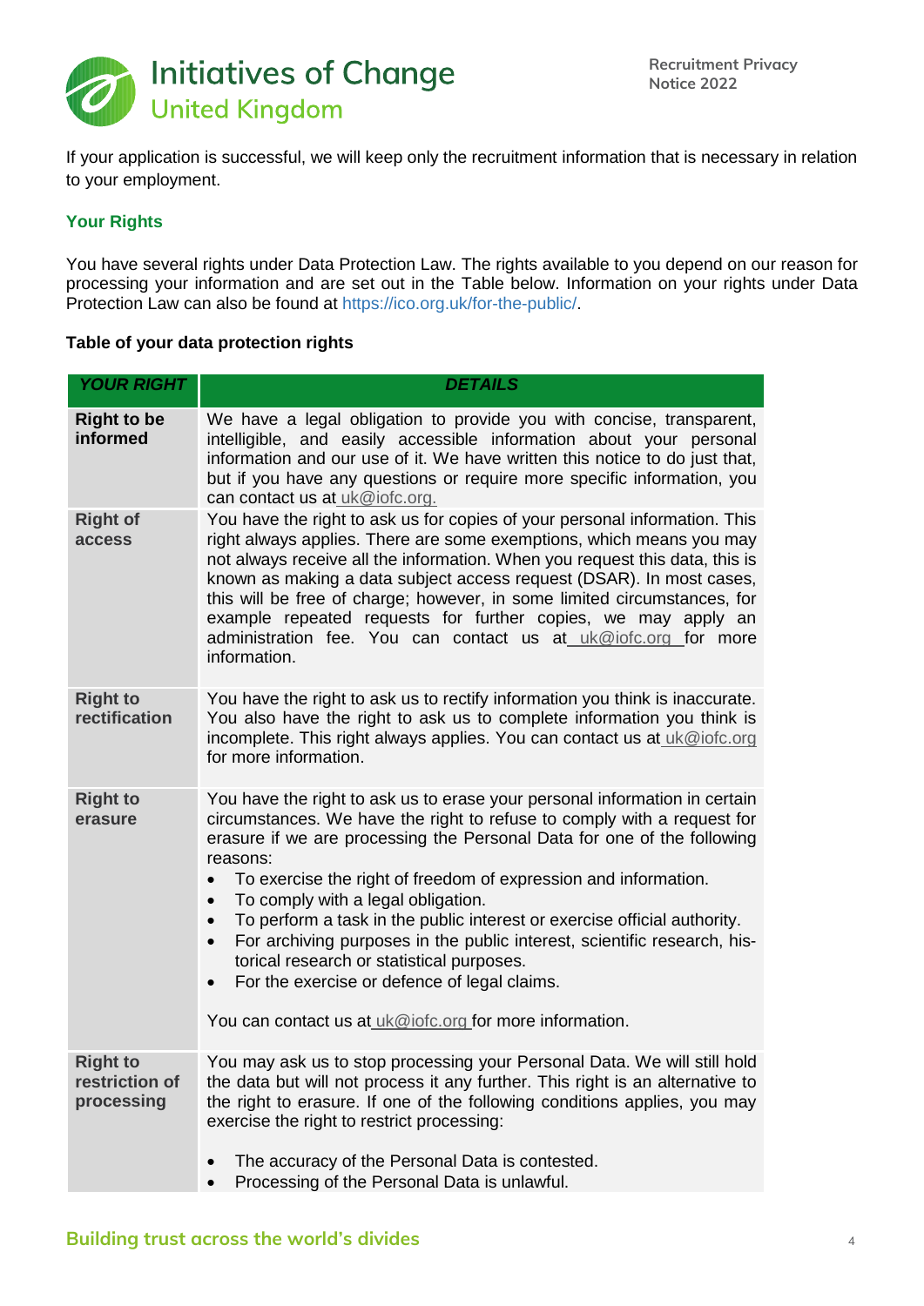If your application is successful, we will keep only the recruitment information that is necessary in relation to your employment.

## Your Rights

You have several rights under Data Protection Law. The rights available to you depend on our reason for processing your information and are set out in the Table below. Information on your rights under Data Protection Law can also be found at https://ico.org.uk/for-the-public/.

**Table of your data protection rights**

| *YOUR RIGHT* | *DETAILS* |
|---|---|
| **Right to be informed** | We have a legal obligation to provide you with concise, transparent, intelligible, and easily accessible information about your personal information and our use of it. We have written this notice to do just that, but if you have any questions or require more specific information, you can contact us at uk@iofc.org. |
| **Right of access** | You have the right to ask us for copies of your personal information. This right always applies. There are some exemptions, which means you may not always receive all the information. When you request this data, this is known as making a data subject access request (DSAR). In most cases, this will be free of charge; however, in some limited circumstances, for example repeated requests for further copies, we may apply an administration fee. You can contact us at uk@iofc.org for more information. |
| **Right to rectification** | You have the right to ask us to rectify information you think is inaccurate. You also have the right to ask us to complete information you think is incomplete. This right always applies. You can contact us at uk@iofc.org for more information. |
| **Right to erasure** | You have the right to ask us to erase your personal information in certain circumstances. We have the right to refuse to comply with a request for erasure if we are processing the Personal Data for one of the following reasons:<br>• To exercise the right of freedom of expression and information.<br>• To comply with a legal obligation.<br>• To perform a task in the public interest or exercise official authority.<br>• For archiving purposes in the public interest, scientific research, historical research or statistical purposes.<br>• For the exercise or defence of legal claims.<br><br>You can contact us at uk@iofc.org for more information. |
| **Right to restriction of processing** | You may ask us to stop processing your Personal Data. We will still hold the data but will not process it any further. This right is an alternative to the right to erasure. If one of the following conditions applies, you may exercise the right to restrict processing:<br><br>• The accuracy of the Personal Data is contested.<br>• Processing of the Personal Data is unlawful. |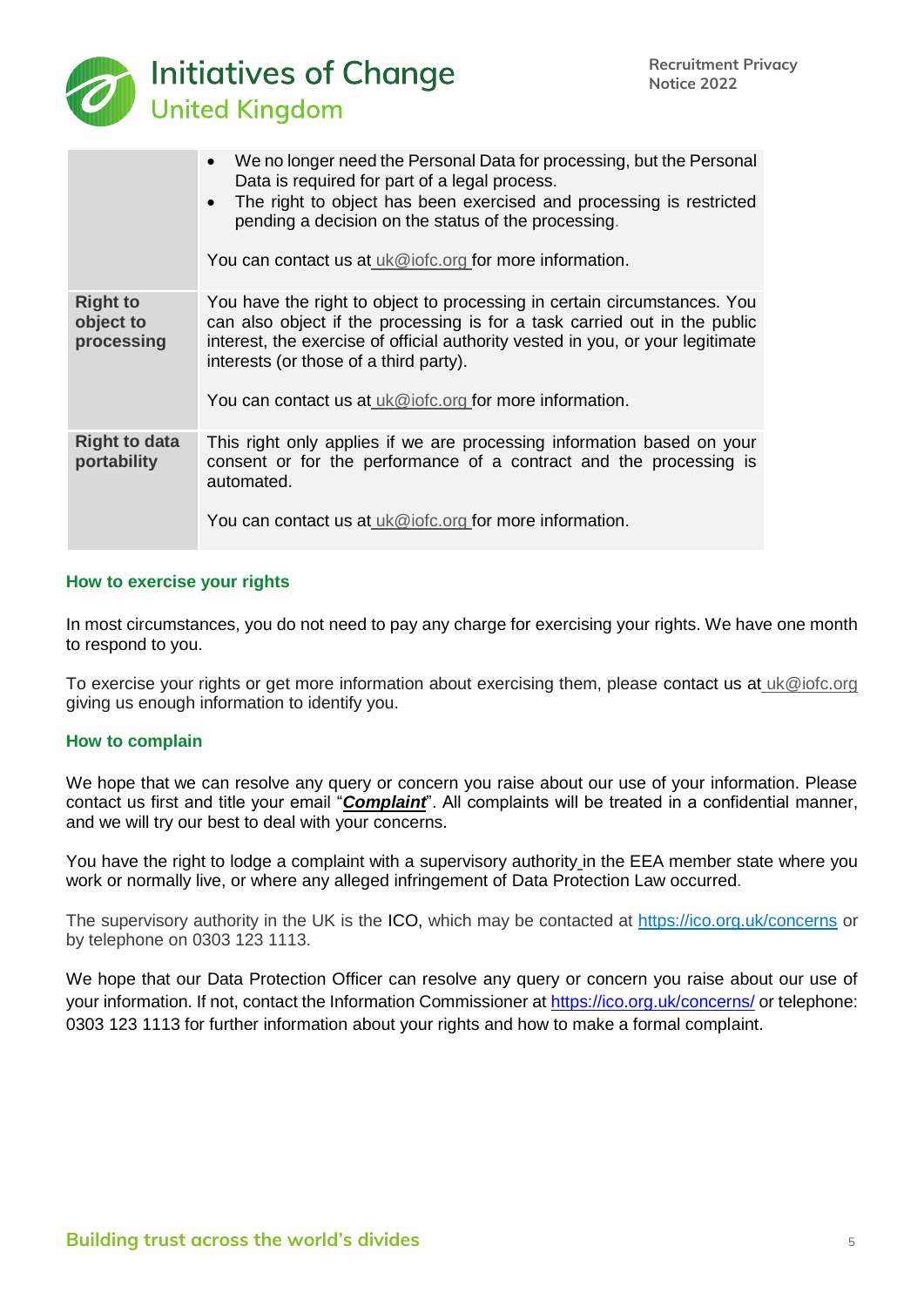| | |
|---|---|
| | • We no longer need the Personal Data for processing, but the Personal Data is required for part of a legal process.<br>• The right to object has been exercised and processing is restricted pending a decision on the status of the processing.<br><br>You can contact us at uk@iofc.org for more information. |
| **Right to object to processing** | You have the right to object to processing in certain circumstances. You can also object if the processing is for a task carried out in the public interest, the exercise of official authority vested in you, or your legitimate interests (or those of a third party).<br><br>You can contact us at uk@iofc.org for more information. |
| **Right to data portability** | This right only applies if we are processing information based on your consent or for the performance of a contract and the processing is automated.<br><br>You can contact us at uk@iofc.org for more information. |

### How to exercise your rights

In most circumstances, you do not need to pay any charge for exercising your rights. We have one month to respond to you.

To exercise your rights or get more information about exercising them, please contact us at uk@iofc.org giving us enough information to identify you.

### How to complain

We hope that we can resolve any query or concern you raise about our use of your information. Please contact us first and title your email "***Complaint***". All complaints will be treated in a confidential manner, and we will try our best to deal with your concerns.

You have the right to lodge a complaint with a supervisory authority in the EEA member state where you work or normally live, or where any alleged infringement of Data Protection Law occurred.

The supervisory authority in the UK is the ICO, which may be contacted at https://ico.org.uk/concerns or by telephone on 0303 123 1113.

We hope that our Data Protection Officer can resolve any query or concern you raise about our use of your information. If not, contact the Information Commissioner at https://ico.org.uk/concerns/ or telephone: 0303 123 1113 for further information about your rights and how to make a formal complaint.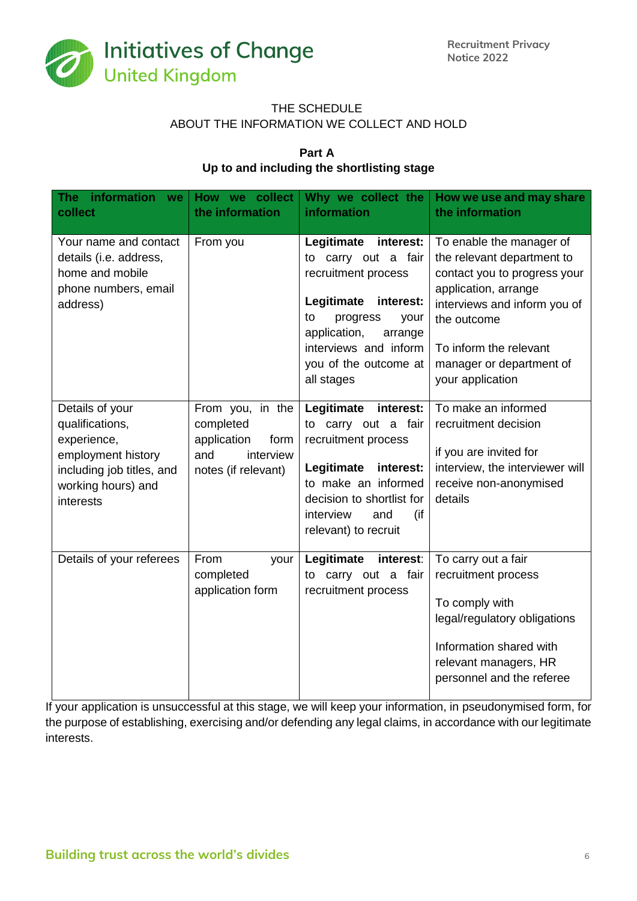THE SCHEDULE

ABOUT THE INFORMATION WE COLLECT AND HOLD

**Part A**

**Up to and including the shortlisting stage**

| The information we collect | How we collect the information | Why we collect the information | How we use and may share the information |
|---|---|---|---|
| Your name and contact details (i.e. address, home and mobile phone numbers, email address) | From you | **Legitimate interest:** to carry out a fair recruitment process<br><br>**Legitimate interest:** to progress your application, arrange interviews and inform you of the outcome at all stages | To enable the manager of the relevant department to contact you to progress your application, arrange interviews and inform you of the outcome<br><br>To inform the relevant manager or department of your application |
| Details of your qualifications, experience, employment history including job titles, and working hours) and interests | From you, in the completed application form and interview notes (if relevant) | **Legitimate interest:** to carry out a fair recruitment process<br><br>**Legitimate interest:** to make an informed decision to shortlist for interview and (if relevant) to recruit | To make an informed recruitment decision<br><br>if you are invited for interview, the interviewer will receive non-anonymised details |
| Details of your referees | From your completed application form | **Legitimate interest:** to carry out a fair recruitment process | To carry out a fair recruitment process<br><br>To comply with legal/regulatory obligations<br><br>Information shared with relevant managers, HR personnel and the referee |

If your application is unsuccessful at this stage, we will keep your information, in pseudonymised form, for the purpose of establishing, exercising and/or defending any legal claims, in accordance with our legitimate interests.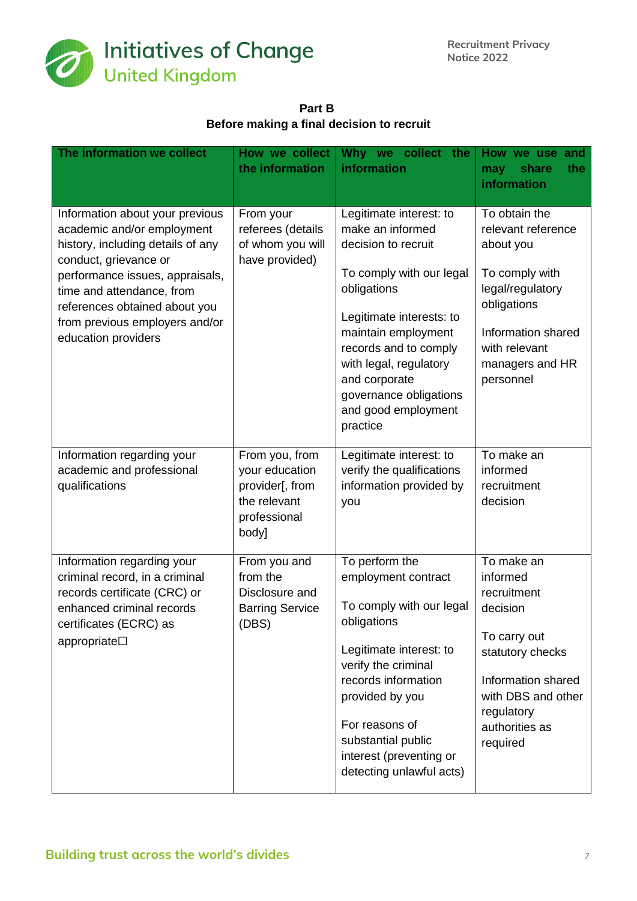**Part B**
**Before making a final decision to recruit**

| The information we collect | How we collect the information | Why we collect the information | How we use and may share the information |
|---|---|---|---|
| Information about your previous academic and/or employment history, including details of any conduct, grievance or performance issues, appraisals, time and attendance, from references obtained about you from previous employers and/or education providers | From your referees (details of whom you will have provided) | Legitimate interest: to make an informed decision to recruit<br><br>To comply with our legal obligations<br><br>Legitimate interests: to maintain employment records and to comply with legal, regulatory and corporate governance obligations and good employment practice | To obtain the relevant reference about you<br><br>To comply with legal/regulatory obligations<br><br>Information shared with relevant managers and HR personnel |
| Information regarding your academic and professional qualifications | From you, from your education provider[, from the relevant professional body] | Legitimate interest: to verify the qualifications information provided by you | To make an informed recruitment decision |
| Information regarding your criminal record, in a criminal records certificate (CRC) or enhanced criminal records certificates (ECRC) as appropriate☐ | From you and from the Disclosure and Barring Service (DBS) | To perform the employment contract<br><br>To comply with our legal obligations<br><br>Legitimate interest: to verify the criminal records information provided by you<br><br>For reasons of substantial public interest (preventing or detecting unlawful acts) | To make an informed recruitment decision<br><br>To carry out statutory checks<br><br>Information shared with DBS and other regulatory authorities as required |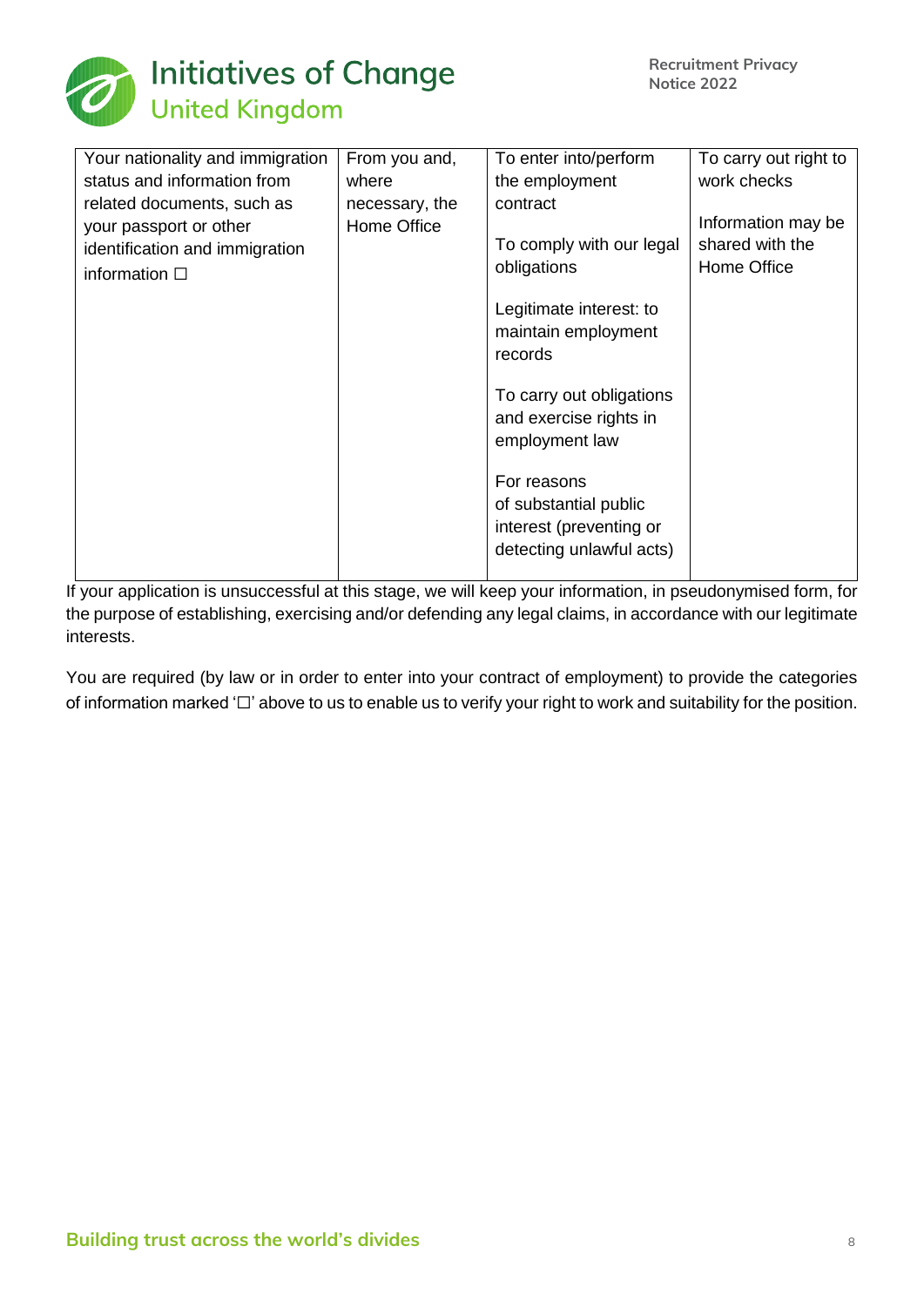| | | | |
|---|---|---|---|
| Your nationality and immigration status and information from related documents, such as your passport or other identification and immigration information ☐ | From you and, where necessary, the Home Office | To enter into/perform the employment contract<br><br>To comply with our legal obligations<br><br>Legitimate interest: to maintain employment records<br><br>To carry out obligations and exercise rights in employment law<br><br>For reasons of substantial public interest (preventing or detecting unlawful acts) | To carry out right to work checks<br><br>Information may be shared with the Home Office |

If your application is unsuccessful at this stage, we will keep your information, in pseudonymised form, for the purpose of establishing, exercising and/or defending any legal claims, in accordance with our legitimate interests.

You are required (by law or in order to enter into your contract of employment) to provide the categories of information marked '☐' above to us to enable us to verify your right to work and suitability for the position.